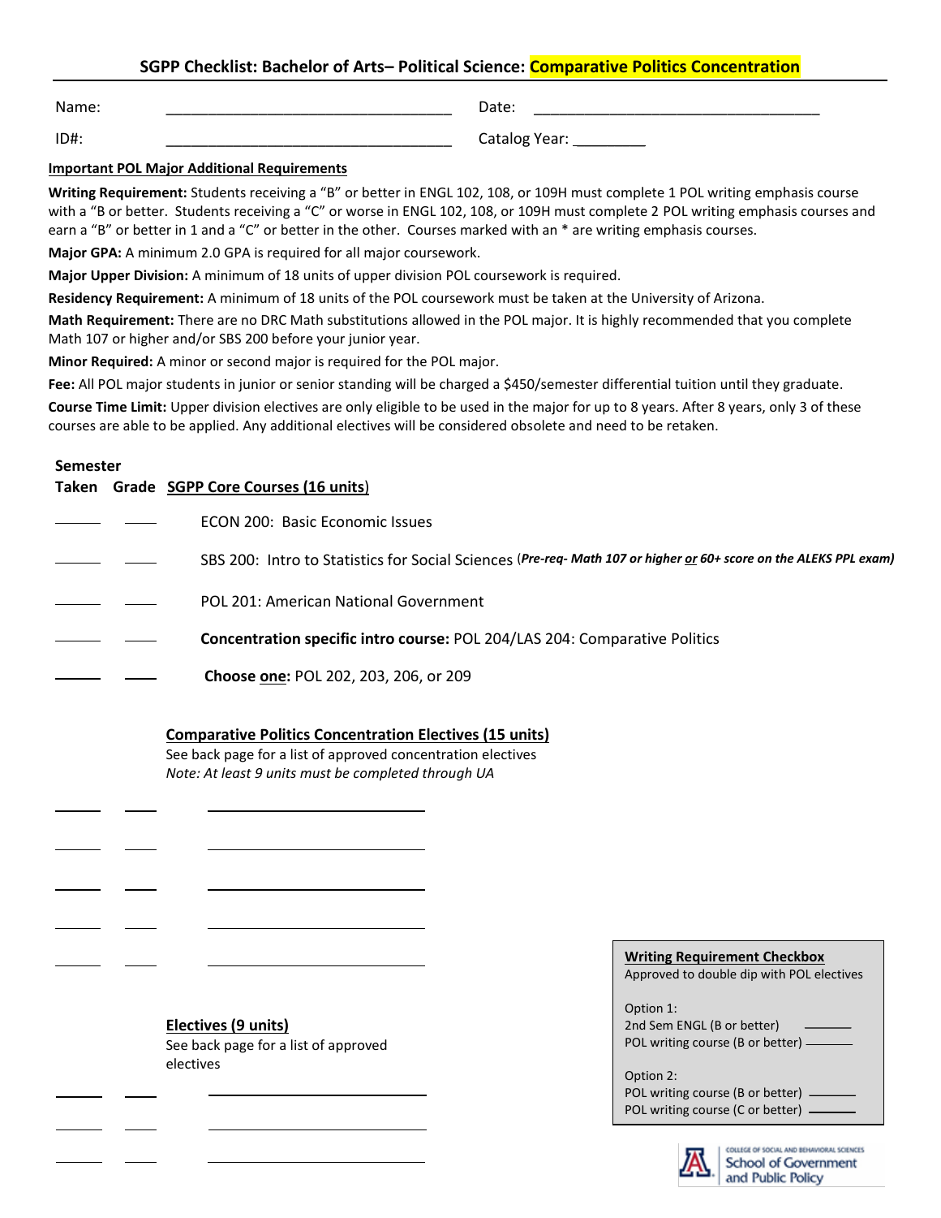# SGPP Checklist: Bachelor of Arts– Political Science: Comparative Politics Concentration

Name: ___________________________________ Date: ___________________________________

ID#: ___________________________________ Catalog Year: _________

**Important POL Major Additional Requirements**

**Writing Requirement:** Students receiving a "B" or better in ENGL 102, 108, or 109H must complete 1 POL writing emphasis course with a "B or better. Students receiving a "C" or worse in ENGL 102, 108, or 109H must complete 2 POL writing emphasis courses and earn a "B" or better in 1 and a "C" or better in the other. Courses marked with an * are writing emphasis courses.

**Major GPA:** A minimum 2.0 GPA is required for all major coursework.

**Major Upper Division:** A minimum of 18 units of upper division POL coursework is required.

**Residency Requirement:** A minimum of 18 units of the POL coursework must be taken at the University of Arizona.

**Math Requirement:** There are no DRC Math substitutions allowed in the POL major. It is highly recommended that you complete Math 107 or higher and/or SBS 200 before your junior year.

**Minor Required:** A minor or second major is required for the POL major.

**Fee:** All POL major students in junior or senior standing will be charged a $450/semester differential tuition until they graduate.

**Course Time Limit:** Upper division electives are only eligible to be used in the major for up to 8 years. After 8 years, only 3 of these courses are able to be applied. Any additional electives will be considered obsolete and need to be retaken.

| Semester Taken | Grade | SGPP Core Courses (16 units) |
|---|---|---|
| ______ | ____ | ECON 200: Basic Economic Issues |
| ______ | ____ | SBS 200: Intro to Statistics for Social Sciences *(Pre-req- Math 107 or higher or 60+ score on the ALEKS PPL exam)* |
| ______ | ____ | POL 201: American National Government |
| ______ | ____ | **Concentration specific intro course:** POL 204/LAS 204: Comparative Politics |
| ______ | ____ | **Choose one:** POL 202, 203, 206, or 209 |

**Comparative Politics Concentration Electives (15 units)**

See back page for a list of approved concentration electives

*Note: At least 9 units must be completed through UA*

| Semester Taken | Grade | Course |
|---|---|---|
| ______ | ____ | ________________________ |
| ______ | ____ | ________________________ |
| ______ | ____ | ________________________ |
| ______ | ____ | ________________________ |
| ______ | ____ | ________________________ |

**Electives (9 units)**

See back page for a list of approved electives

| Semester Taken | Grade | Course |
|---|---|---|
| ______ | ____ | ________________________ |
| ______ | ____ | ________________________ |
| ______ | ____ | ________________________ |

**Writing Requirement Checkbox**

Approved to double dip with POL electives

Option 1:
- 2nd Sem ENGL (B or better) ______
- POL writing course (B or better) ______

Option 2:
- POL writing course (B or better) ______
- POL writing course (C or better) ______

College of Social and Behavioral Sciences – School of Government and Public Policy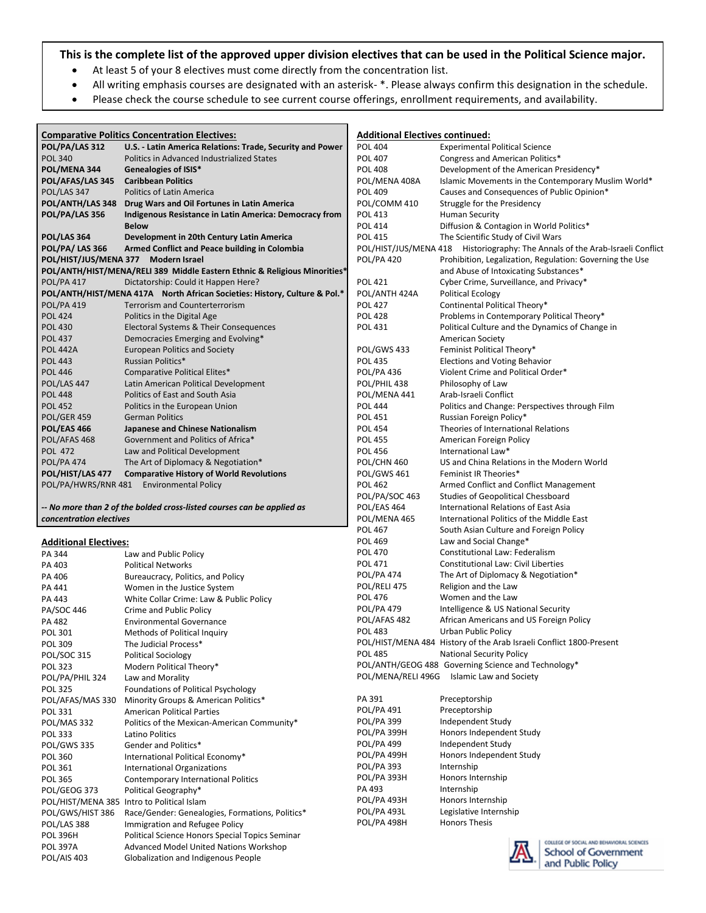**This is the complete list of the approved upper division electives that can be used in the Political Science major.**

- At least 5 of your 8 electives must come directly from the concentration list.
- All writing emphasis courses are designated with an asterisk- *. Please always confirm this designation in the schedule.
- Please check the course schedule to see current course offerings, enrollment requirements, and availability.

## Comparative Politics Concentration Electives:

| | |
|---|---|
| **POL/PA/LAS 312** | **U.S. - Latin America Relations: Trade, Security and Power** |
| POL 340 | Politics in Advanced Industrialized States |
| **POL/MENA 344** | **Genealogies of ISIS*** |
| **POL/AFAS/LAS 345** | **Caribbean Politics** |
| POL/LAS 347 | Politics of Latin America |
| **POL/ANTH/LAS 348** | **Drug Wars and Oil Fortunes in Latin America** |
| **POL/PA/LAS 356** | **Indigenous Resistance in Latin America: Democracy from Below** |
| **POL/LAS 364** | **Development in 20th Century Latin America** |
| **POL/PA/ LAS 366** | **Armed Conflict and Peace building in Colombia** |
| **POL/HIST/JUS/MENA 377** | **Modern Israel** |
| **POL/ANTH/HIST/MENA/RELI 389** | **Middle Eastern Ethnic & Religious Minorities*** |
| POL/PA 417 | Dictatorship: Could it Happen Here? |
| **POL/ANTH/HIST/MENA 417A** | **North African Societies: History, Culture & Pol.*** |
| POL/PA 419 | Terrorism and Counterterrorism |
| POL 424 | Politics in the Digital Age |
| POL 430 | Electoral Systems & Their Consequences |
| POL 437 | Democracies Emerging and Evolving* |
| POL 442A | European Politics and Society |
| POL 443 | Russian Politics* |
| POL 446 | Comparative Political Elites* |
| POL/LAS 447 | Latin American Political Development |
| POL 448 | Politics of East and South Asia |
| POL 452 | Politics in the European Union |
| POL/GER 459 | German Politics |
| **POL/EAS 466** | **Japanese and Chinese Nationalism** |
| POL/AFAS 468 | Government and Politics of Africa* |
| POL 472 | Law and Political Development |
| POL/PA 474 | The Art of Diplomacy & Negotiation* |
| **POL/HIST/LAS 477** | **Comparative History of World Revolutions** |
| POL/PA/HWRS/RNR 481 | Environmental Policy |

***-- No more than 2 of the bolded cross-listed courses can be applied as concentration electives***

## Additional Electives:

| | |
|---|---|
| PA 344 | Law and Public Policy |
| PA 403 | Political Networks |
| PA 406 | Bureaucracy, Politics, and Policy |
| PA 441 | Women in the Justice System |
| PA 443 | White Collar Crime: Law & Public Policy |
| PA/SOC 446 | Crime and Public Policy |
| PA 482 | Environmental Governance |
| POL 301 | Methods of Political Inquiry |
| POL 309 | The Judicial Process* |
| POL/SOC 315 | Political Sociology |
| POL 323 | Modern Political Theory* |
| POL/PA/PHIL 324 | Law and Morality |
| POL 325 | Foundations of Political Psychology |
| POL/AFAS/MAS 330 | Minority Groups & American Politics* |
| POL 331 | American Political Parties |
| POL/MAS 332 | Politics of the Mexican-American Community* |
| POL 333 | Latino Politics |
| POL/GWS 335 | Gender and Politics* |
| POL 360 | International Political Economy* |
| POL 361 | International Organizations |
| POL 365 | Contemporary International Politics |
| POL/GEOG 373 | Political Geography* |
| POL/HIST/MENA 385 | Intro to Political Islam |
| POL/GWS/HIST 386 | Race/Gender: Genealogies, Formations, Politics* |
| POL/LAS 388 | Immigration and Refugee Policy |
| POL 396H | Political Science Honors Special Topics Seminar |
| POL 397A | Advanced Model United Nations Workshop |
| POL/AIS 403 | Globalization and Indigenous People |

## Additional Electives continued:

| | |
|---|---|
| POL 404 | Experimental Political Science |
| POL 407 | Congress and American Politics* |
| POL 408 | Development of the American Presidency* |
| POL/MENA 408A | Islamic Movements in the Contemporary Muslim World* |
| POL 409 | Causes and Consequences of Public Opinion* |
| POL/COMM 410 | Struggle for the Presidency |
| POL 413 | Human Security |
| POL 414 | Diffusion & Contagion in World Politics* |
| POL 415 | The Scientific Study of Civil Wars |
| POL/HIST/JUS/MENA 418 | Historiography: The Annals of the Arab-Israeli Conflict |
| POL/PA 420 | Prohibition, Legalization, Regulation: Governing the Use and Abuse of Intoxicating Substances* |
| POL 421 | Cyber Crime, Surveillance, and Privacy* |
| POL/ANTH 424A | Political Ecology |
| POL 427 | Continental Political Theory* |
| POL 428 | Problems in Contemporary Political Theory* |
| POL 431 | Political Culture and the Dynamics of Change in American Society |
| POL/GWS 433 | Feminist Political Theory* |
| POL 435 | Elections and Voting Behavior |
| POL/PA 436 | Violent Crime and Political Order* |
| POL/PHIL 438 | Philosophy of Law |
| POL/MENA 441 | Arab-Israeli Conflict |
| POL 444 | Politics and Change: Perspectives through Film |
| POL 451 | Russian Foreign Policy* |
| POL 454 | Theories of International Relations |
| POL 455 | American Foreign Policy |
| POL 456 | International Law* |
| POL/CHN 460 | US and China Relations in the Modern World |
| POL/GWS 461 | Feminist IR Theories* |
| POL 462 | Armed Conflict and Conflict Management |
| POL/PA/SOC 463 | Studies of Geopolitical Chessboard |
| POL/EAS 464 | International Relations of East Asia |
| POL/MENA 465 | International Politics of the Middle East |
| POL 467 | South Asian Culture and Foreign Policy |
| POL 469 | Law and Social Change* |
| POL 470 | Constitutional Law: Federalism |
| POL 471 | Constitutional Law: Civil Liberties |
| POL/PA 474 | The Art of Diplomacy & Negotiation* |
| POL/RELI 475 | Religion and the Law |
| POL 476 | Women and the Law |
| POL/PA 479 | Intelligence & US National Security |
| POL/AFAS 482 | African Americans and US Foreign Policy |
| POL 483 | Urban Public Policy |
| POL/HIST/MENA 484 | History of the Arab Israeli Conflict 1800-Present |
| POL 485 | National Security Policy |
| POL/ANTH/GEOG 488 | Governing Science and Technology* |
| POL/MENA/RELI 496G | Islamic Law and Society |

| | |
|---|---|
| PA 391 | Preceptorship |
| POL/PA 491 | Preceptorship |
| POL/PA 399 | Independent Study |
| POL/PA 399H | Honors Independent Study |
| POL/PA 499 | Independent Study |
| POL/PA 499H | Honors Independent Study |
| POL/PA 393 | Internship |
| POL/PA 393H | Honors Internship |
| PA 493 | Internship |
| POL/PA 493H | Honors Internship |
| POL/PA 493L | Legislative Internship |
| POL/PA 498H | Honors Thesis |

College of Social and Behavioral Sciences
School of Government and Public Policy